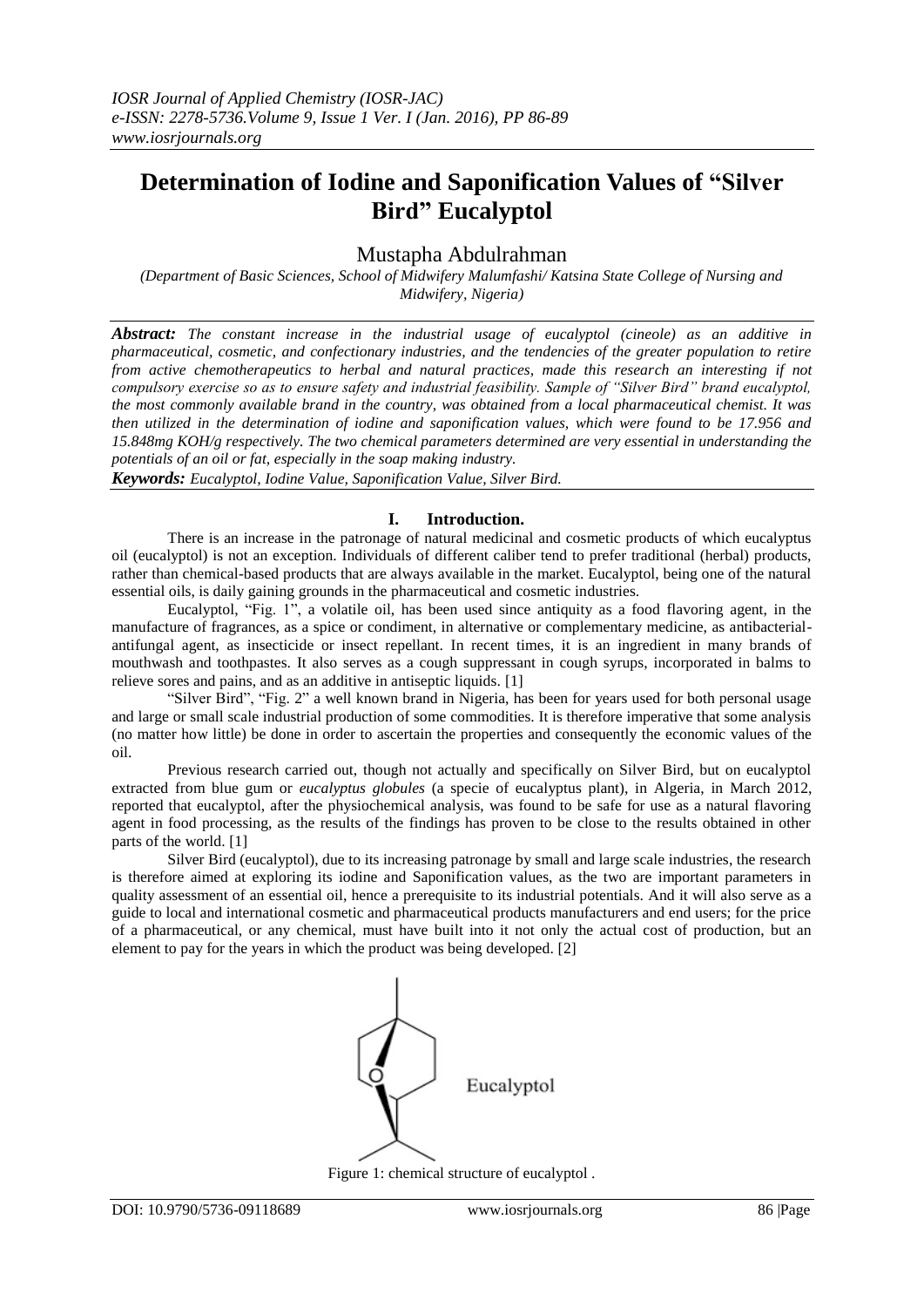# Determination of Iodine and Saponification Values of "Silver Bird" Eucalyptol

Mustapha Abdulrahman

*(Department of Basic Sciences, School of Midwifery Malumfashi/ Katsina State College of Nursing and Midwifery, Nigeria)*

***Abstract:*** *The constant increase in the industrial usage of eucalyptol (cineole) as an additive in pharmaceutical, cosmetic, and confectionary industries, and the tendencies of the greater population to retire from active chemotherapeutics to herbal and natural practices, made this research an interesting if not compulsory exercise so as to ensure safety and industrial feasibility. Sample of "Silver Bird" brand eucalyptol, the most commonly available brand in the country, was obtained from a local pharmaceutical chemist. It was then utilized in the determination of iodine and saponification values, which were found to be 17.956 and 15.848mg KOH/g respectively. The two chemical parameters determined are very essential in understanding the potentials of an oil or fat, especially in the soap making industry.*

***Keywords:*** *Eucalyptol, Iodine Value, Saponification Value, Silver Bird.*

## I. Introduction.

There is an increase in the patronage of natural medicinal and cosmetic products of which eucalyptus oil (eucalyptol) is not an exception. Individuals of different caliber tend to prefer traditional (herbal) products, rather than chemical-based products that are always available in the market. Eucalyptol, being one of the natural essential oils, is daily gaining grounds in the pharmaceutical and cosmetic industries.

Eucalyptol, "Fig. 1", a volatile oil, has been used since antiquity as a food flavoring agent, in the manufacture of fragrances, as a spice or condiment, in alternative or complementary medicine, as antibacterial-antifungal agent, as insecticide or insect repellant. In recent times, it is an ingredient in many brands of mouthwash and toothpastes. It also serves as a cough suppressant in cough syrups, incorporated in balms to relieve sores and pains, and as an additive in antiseptic liquids. [1]

"Silver Bird", "Fig. 2" a well known brand in Nigeria, has been for years used for both personal usage and large or small scale industrial production of some commodities. It is therefore imperative that some analysis (no matter how little) be done in order to ascertain the properties and consequently the economic values of the oil.

Previous research carried out, though not actually and specifically on Silver Bird, but on eucalyptol extracted from blue gum or *eucalyptus globules* (a specie of eucalyptus plant), in Algeria, in March 2012, reported that eucalyptol, after the physiochemical analysis, was found to be safe for use as a natural flavoring agent in food processing, as the results of the findings has proven to be close to the results obtained in other parts of the world. [1]

Silver Bird (eucalyptol), due to its increasing patronage by small and large scale industries, the research is therefore aimed at exploring its iodine and Saponification values, as the two are important parameters in quality assessment of an essential oil, hence a prerequisite to its industrial potentials. And it will also serve as a guide to local and international cosmetic and pharmaceutical products manufacturers and end users; for the price of a pharmaceutical, or any chemical, must have built into it not only the actual cost of production, but an element to pay for the years in which the product was being developed. [2]

Eucalyptol

Figure 1: chemical structure of eucalyptol .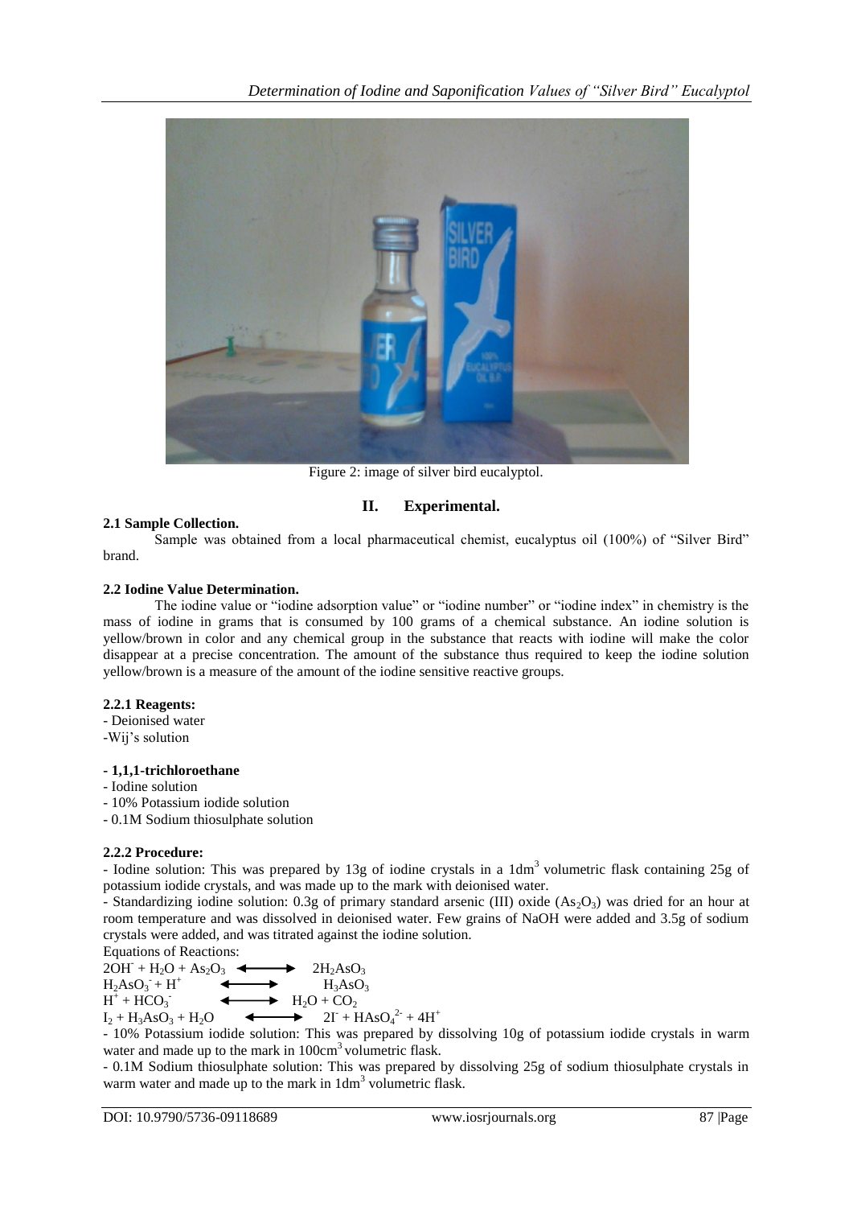Figure 2: image of silver bird eucalyptol.

## II. Experimental.

### 2.1 Sample Collection.

Sample was obtained from a local pharmaceutical chemist, eucalyptus oil (100%) of "Silver Bird" brand.

### 2.2 Iodine Value Determination.

The iodine value or "iodine adsorption value" or "iodine number" or "iodine index" in chemistry is the mass of iodine in grams that is consumed by 100 grams of a chemical substance. An iodine solution is yellow/brown in color and any chemical group in the substance that reacts with iodine will make the color disappear at a precise concentration. The amount of the substance thus required to keep the iodine solution yellow/brown is a measure of the amount of the iodine sensitive reactive groups.

#### 2.2.1 Reagents:

- Deionised water
- Wij's solution
- **1,1,1-trichloroethane**
- Iodine solution
- 10% Potassium iodide solution
- 0.1M Sodium thiosulphate solution

#### 2.2.2 Procedure:

- Iodine solution: This was prepared by 13g of iodine crystals in a $1dm^3$ volumetric flask containing 25g of potassium iodide crystals, and was made up to the mark with deionised water.
- Standardizing iodine solution: 0.3g of primary standard arsenic (III) oxide ($As_2O_3$) was dried for an hour at room temperature and was dissolved in deionised water. Few grains of NaOH were added and 3.5g of sodium crystals were added, and was titrated against the iodine solution.

Equations of Reactions:

$$2OH^- + H_2O + As_2O_3 \longleftrightarrow 2H_2AsO_3$$
$$H_2AsO_3^- + H^+ \longleftrightarrow H_3AsO_3$$
$$H^+ + HCO_3^- \longleftrightarrow H_2O + CO_2$$
$$I_2 + H_3AsO_3 + H_2O \longleftrightarrow 2I^- + HAsO_4^{2-} + 4H^+$$

- 10% Potassium iodide solution: This was prepared by dissolving 10g of potassium iodide crystals in warm water and made up to the mark in $100cm^3$ volumetric flask.
- 0.1M Sodium thiosulphate solution: This was prepared by dissolving 25g of sodium thiosulphate crystals in warm water and made up to the mark in $1dm^3$ volumetric flask.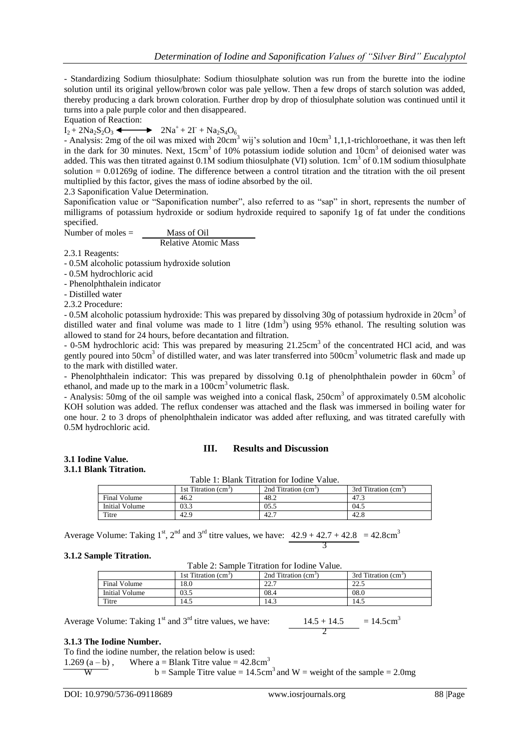- Standardizing Sodium thiosulphate: Sodium thiosulphate solution was run from the burette into the iodine solution until its original yellow/brown color was pale yellow. Then a few drops of starch solution was added, thereby producing a dark brown coloration. Further drop by drop of thiosulphate solution was continued until it turns into a pale purple color and then disappeared.

Equation of Reaction:

$$I_2 + 2Na_2S_2O_3 \longleftrightarrow 2Na^+ + 2I^- + Na_2S_4O_6$$

- Analysis: 2mg of the oil was mixed with $20cm^3$ wij's solution and $10cm^3$ 1,1,1-trichloroethane, it was then left in the dark for 30 minutes. Next, $15cm^3$ of 10% potassium iodide solution and $10cm^3$ of deionised water was added. This was then titrated against 0.1M sodium thiosulphate (VI) solution. $1cm^3$ of 0.1M sodium thiosulphate solution = 0.01269g of iodine. The difference between a control titration and the titration with the oil present multiplied by this factor, gives the mass of iodine absorbed by the oil.

2.3 Saponification Value Determination.

Saponification value or "Saponification number", also referred to as "sap" in short, represents the number of milligrams of potassium hydroxide or sodium hydroxide required to saponify 1g of fat under the conditions specified.

$$\text{Number of moles} = \frac{\text{Mass of Oil}}{\text{Relative Atomic Mass}}$$

2.3.1 Reagents:

- 0.5M alcoholic potassium hydroxide solution
- 0.5M hydrochloric acid
- Phenolphthalein indicator
- Distilled water

2.3.2 Procedure:

- 0.5M alcoholic potassium hydroxide: This was prepared by dissolving 30g of potassium hydroxide in $20cm^3$ of distilled water and final volume was made to 1 litre ($1dm^3$) using 95% ethanol. The resulting solution was allowed to stand for 24 hours, before decantation and filtration.
- 0-5M hydrochloric acid: This was prepared by measuring $21.25cm^3$ of the concentrated HCl acid, and was gently poured into $50cm^3$ of distilled water, and was later transferred into $500cm^3$ volumetric flask and made up to the mark with distilled water.
- Phenolphthalein indicator: This was prepared by dissolving 0.1g of phenolphthalein powder in $60cm^3$ of ethanol, and made up to the mark in a $100cm^3$ volumetric flask.
- Analysis: 50mg of the oil sample was weighed into a conical flask, $250cm^3$ of approximately 0.5M alcoholic KOH solution was added. The reflux condenser was attached and the flask was immersed in boiling water for one hour. 2 to 3 drops of phenolphthalein indicator was added after refluxing, and was titrated carefully with 0.5M hydrochloric acid.

## III. Results and Discussion

### 3.1 Iodine Value.

#### 3.1.1 Blank Titration.

Table 1: Blank Titration for Iodine Value.

| | 1st Titration ($cm^3$) | 2nd Titration ($cm^3$) | 3rd Titration ($cm^3$) |
|---|---|---|---|
| Final Volume | 46.2 | 48.2 | 47.3 |
| Initial Volume | 03.3 | 05.5 | 04.5 |
| Titre | 42.9 | 42.7 | 42.8 |

Average Volume: Taking 1st, 2nd and 3rd titre values, we have: $\frac{42.9 + 42.7 + 42.8}{3} = 42.8cm^3$

#### 3.1.2 Sample Titration.

Table 2: Sample Titration for Iodine Value.

| | 1st Titration ($cm^3$) | 2nd Titration ($cm^3$) | 3rd Titration ($cm^3$) |
|---|---|---|---|
| Final Volume | 18.0 | 22.7 | 22.5 |
| Initial Volume | 03.5 | 08.4 | 08.0 |
| Titre | 14.5 | 14.3 | 14.5 |

Average Volume: Taking 1st and 3rd titre values, we have: $\frac{14.5 + 14.5}{2} = 14.5cm^3$

#### 3.1.3 The Iodine Number.

To find the iodine number, the relation below is used:

$\frac{1.269\,(a - b)}{W}$, Where a = Blank Titre value = $42.8cm^3$

b = Sample Titre value = $14.5cm^3$ and W = weight of the sample = 2.0mg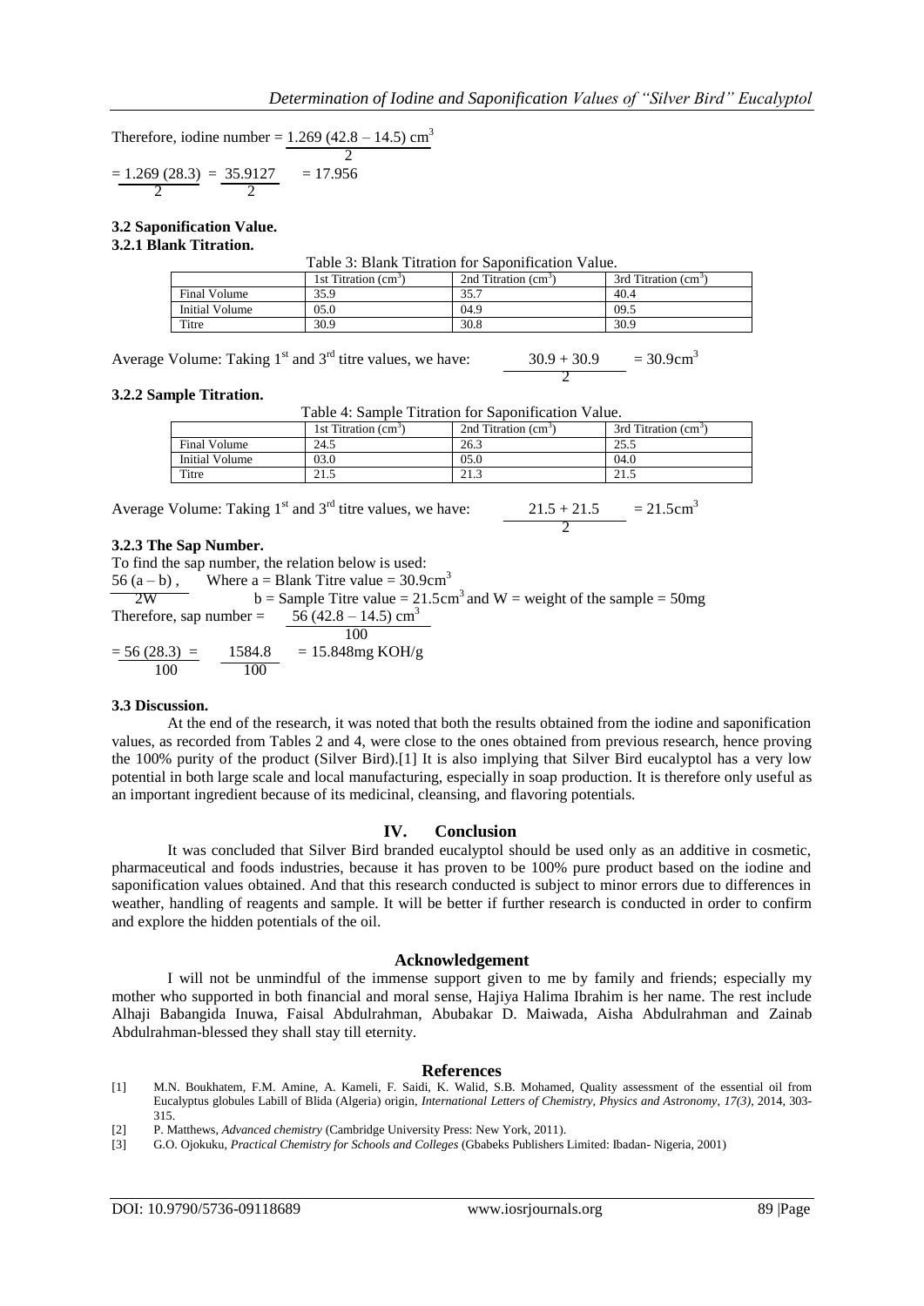Therefore, iodine number = $\frac{1.269\ (42.8 - 14.5)\ \text{cm}^3}{2}$

$= \frac{1.269\ (28.3)}{2} = \frac{35.9127}{2} = 17.956$

### 3.2 Saponification Value.

#### 3.2.1 Blank Titration.

Table 3: Blank Titration for Saponification Value.

| | 1st Titration ($cm^3$) | 2nd Titration ($cm^3$) | 3rd Titration ($cm^3$) |
|---|---|---|---|
| Final Volume | 35.9 | 35.7 | 40.4 |
| Initial Volume | 05.0 | 04.9 | 09.5 |
| Titre | 30.9 | 30.8 | 30.9 |

Average Volume: Taking 1st and 3rd titre values, we have: $\frac{30.9 + 30.9}{2} = 30.9\text{cm}^3$

#### 3.2.2 Sample Titration.

Table 4: Sample Titration for Saponification Value.

| | 1st Titration ($cm^3$) | 2nd Titration ($cm^3$) | 3rd Titration ($cm^3$) |
|---|---|---|---|
| Final Volume | 24.5 | 26.3 | 25.5 |
| Initial Volume | 03.0 | 05.0 | 04.0 |
| Titre | 21.5 | 21.3 | 21.5 |

Average Volume: Taking 1st and 3rd titre values, we have: $\frac{21.5 + 21.5}{2} = 21.5\text{cm}^3$

#### 3.2.3 The Sap Number.

To find the sap number, the relation below is used:

$\frac{56\ (a - b)}{2W}$, Where a = Blank Titre value = $30.9\text{cm}^3$

b = Sample Titre value = $21.5\text{cm}^3$ and W = weight of the sample = 50mg

Therefore, sap number = $\frac{56\ (42.8 - 14.5)\ \text{cm}^3}{100}$

$= \frac{56\ (28.3)}{100} = \frac{1584.8}{100} = 15.848\text{mg KOH/g}$

### 3.3 Discussion.

At the end of the research, it was noted that both the results obtained from the iodine and saponification values, as recorded from Tables 2 and 4, were close to the ones obtained from previous research, hence proving the 100% purity of the product (Silver Bird).[1] It is also implying that Silver Bird eucalyptol has a very low potential in both large scale and local manufacturing, especially in soap production. It is therefore only useful as an important ingredient because of its medicinal, cleansing, and flavoring potentials.

## IV. Conclusion

It was concluded that Silver Bird branded eucalyptol should be used only as an additive in cosmetic, pharmaceutical and foods industries, because it has proven to be 100% pure product based on the iodine and saponification values obtained. And that this research conducted is subject to minor errors due to differences in weather, handling of reagents and sample. It will be better if further research is conducted in order to confirm and explore the hidden potentials of the oil.

## Acknowledgement

I will not be unmindful of the immense support given to me by family and friends; especially my mother who supported in both financial and moral sense, Hajiya Halima Ibrahim is her name. The rest include Alhaji Babangida Inuwa, Faisal Abdulrahman, Abubakar D. Maiwada, Aisha Abdulrahman and Zainab Abdulrahman-blessed they shall stay till eternity.

## References

[1] M.N. Boukhatem, F.M. Amine, A. Kameli, F. Saidi, K. Walid, S.B. Mohamed, Quality assessment of the essential oil from Eucalyptus globules Labill of Blida (Algeria) origin, *International Letters of Chemistry, Physics and Astronomy, 17(3),* 2014, 303-315.

[2] P. Matthews, *Advanced chemistry* (Cambridge University Press: New York, 2011).

[3] G.O. Ojokuku, *Practical Chemistry for Schools and Colleges* (Gbabeks Publishers Limited: Ibadan- Nigeria, 2001)